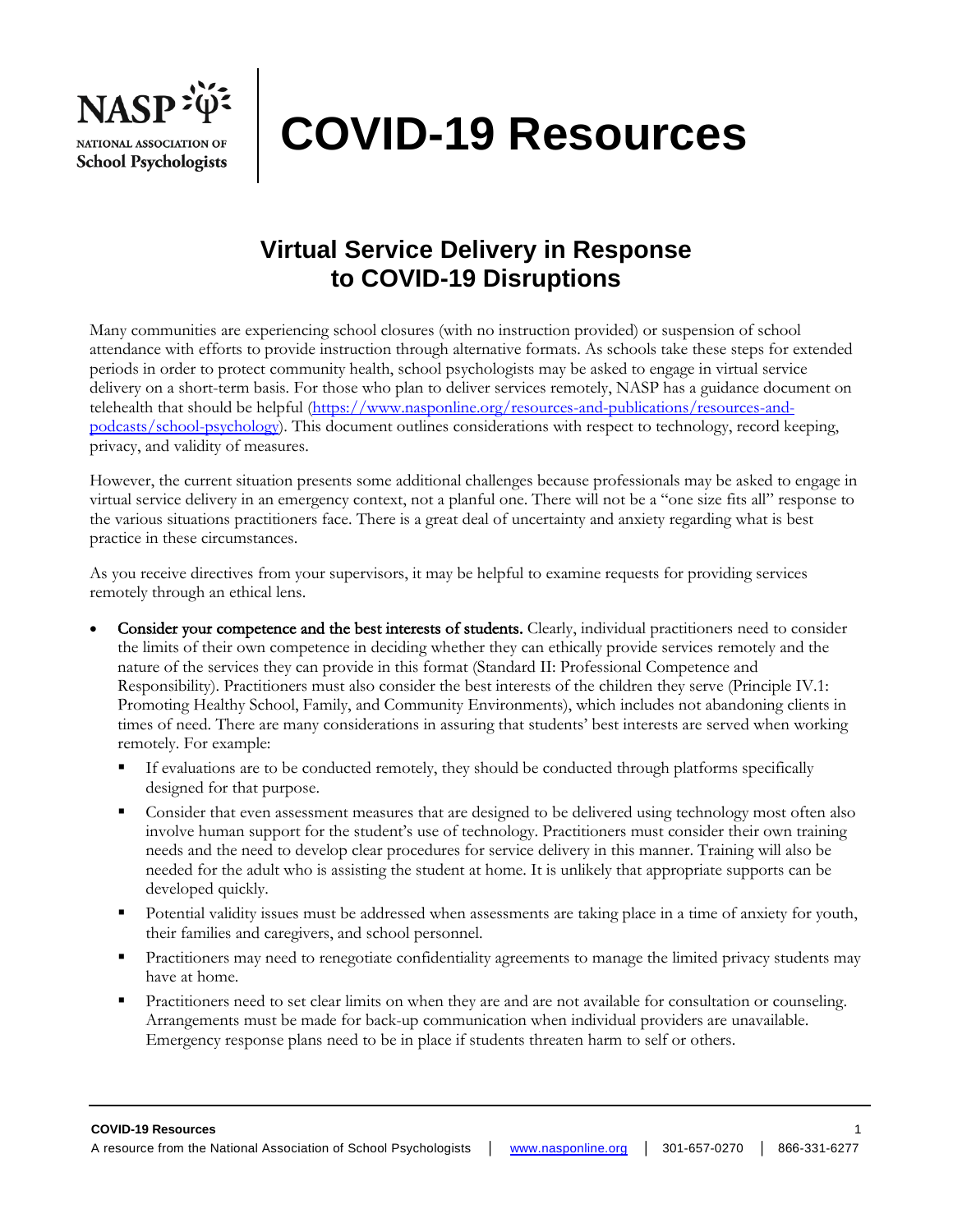# COVID-19 Resources

## Virtual Service Delivery in Response to COVID-19 Disruptions

Many communities are experiencing school closures (with no instruction provided) or suspension of school attendance with efforts to provide instruction through alternative formats. As schools take these steps for extended periods in order to protect community health, school psychologists may be asked to engage in virtual service delivery on a short-term basis. For those who plan to deliver services remotely, NASP has a guidance document on telehealth that should be helpful (https://www.nasponline.org/resources-and-publications/resources-and-podcasts/school-psychology). This document outlines considerations with respect to technology, record keeping, privacy, and validity of measures.

However, the current situation presents some additional challenges because professionals may be asked to engage in virtual service delivery in an emergency context, not a planful one. There will not be a "one size fits all" response to the various situations practitioners face. There is a great deal of uncertainty and anxiety regarding what is best practice in these circumstances.

As you receive directives from your supervisors, it may be helpful to examine requests for providing services remotely through an ethical lens.

- **Consider your competence and the best interests of students.** Clearly, individual practitioners need to consider the limits of their own competence in deciding whether they can ethically provide services remotely and the nature of the services they can provide in this format (Standard II: Professional Competence and Responsibility). Practitioners must also consider the best interests of the children they serve (Principle IV.1: Promoting Healthy School, Family, and Community Environments), which includes not abandoning clients in times of need. There are many considerations in assuring that students' best interests are served when working remotely. For example:
  - If evaluations are to be conducted remotely, they should be conducted through platforms specifically designed for that purpose.
  - Consider that even assessment measures that are designed to be delivered using technology most often also involve human support for the student's use of technology. Practitioners must consider their own training needs and the need to develop clear procedures for service delivery in this manner. Training will also be needed for the adult who is assisting the student at home. It is unlikely that appropriate supports can be developed quickly.
  - Potential validity issues must be addressed when assessments are taking place in a time of anxiety for youth, their families and caregivers, and school personnel.
  - Practitioners may need to renegotiate confidentiality agreements to manage the limited privacy students may have at home.
  - Practitioners need to set clear limits on when they are and are not available for consultation or counseling. Arrangements must be made for back-up communication when individual providers are unavailable. Emergency response plans need to be in place if students threaten harm to self or others.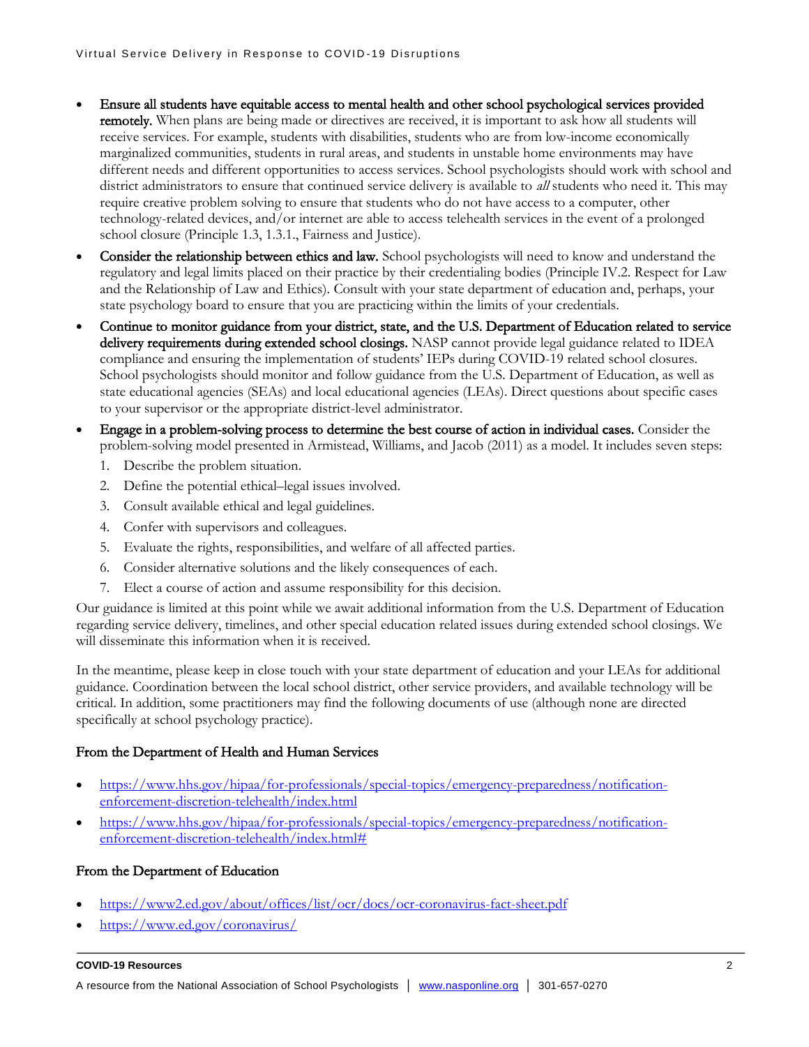- **Ensure all students have equitable access to mental health and other school psychological services provided remotely.** When plans are being made or directives are received, it is important to ask how all students will receive services. For example, students with disabilities, students who are from low-income economically marginalized communities, students in rural areas, and students in unstable home environments may have different needs and different opportunities to access services. School psychologists should work with school and district administrators to ensure that continued service delivery is available to *all* students who need it. This may require creative problem solving to ensure that students who do not have access to a computer, other technology-related devices, and/or internet are able to access telehealth services in the event of a prolonged school closure (Principle 1.3, 1.3.1., Fairness and Justice).
- **Consider the relationship between ethics and law.** School psychologists will need to know and understand the regulatory and legal limits placed on their practice by their credentialing bodies (Principle IV.2. Respect for Law and the Relationship of Law and Ethics). Consult with your state department of education and, perhaps, your state psychology board to ensure that you are practicing within the limits of your credentials.
- **Continue to monitor guidance from your district, state, and the U.S. Department of Education related to service delivery requirements during extended school closings.** NASP cannot provide legal guidance related to IDEA compliance and ensuring the implementation of students' IEPs during COVID-19 related school closures. School psychologists should monitor and follow guidance from the U.S. Department of Education, as well as state educational agencies (SEAs) and local educational agencies (LEAs). Direct questions about specific cases to your supervisor or the appropriate district-level administrator.
- **Engage in a problem-solving process to determine the best course of action in individual cases.** Consider the problem-solving model presented in Armistead, Williams, and Jacob (2011) as a model. It includes seven steps:
  1. Describe the problem situation.
  2. Define the potential ethical–legal issues involved.
  3. Consult available ethical and legal guidelines.
  4. Confer with supervisors and colleagues.
  5. Evaluate the rights, responsibilities, and welfare of all affected parties.
  6. Consider alternative solutions and the likely consequences of each.
  7. Elect a course of action and assume responsibility for this decision.

Our guidance is limited at this point while we await additional information from the U.S. Department of Education regarding service delivery, timelines, and other special education related issues during extended school closings. We will disseminate this information when it is received.

In the meantime, please keep in close touch with your state department of education and your LEAs for additional guidance. Coordination between the local school district, other service providers, and available technology will be critical. In addition, some practitioners may find the following documents of use (although none are directed specifically at school psychology practice).

### From the Department of Health and Human Services

- https://www.hhs.gov/hipaa/for-professionals/special-topics/emergency-preparedness/notification-enforcement-discretion-telehealth/index.html
- https://www.hhs.gov/hipaa/for-professionals/special-topics/emergency-preparedness/notification-enforcement-discretion-telehealth/index.html#

### From the Department of Education

- https://www2.ed.gov/about/offices/list/ocr/docs/ocr-coronavirus-fact-sheet.pdf
- https://www.ed.gov/coronavirus/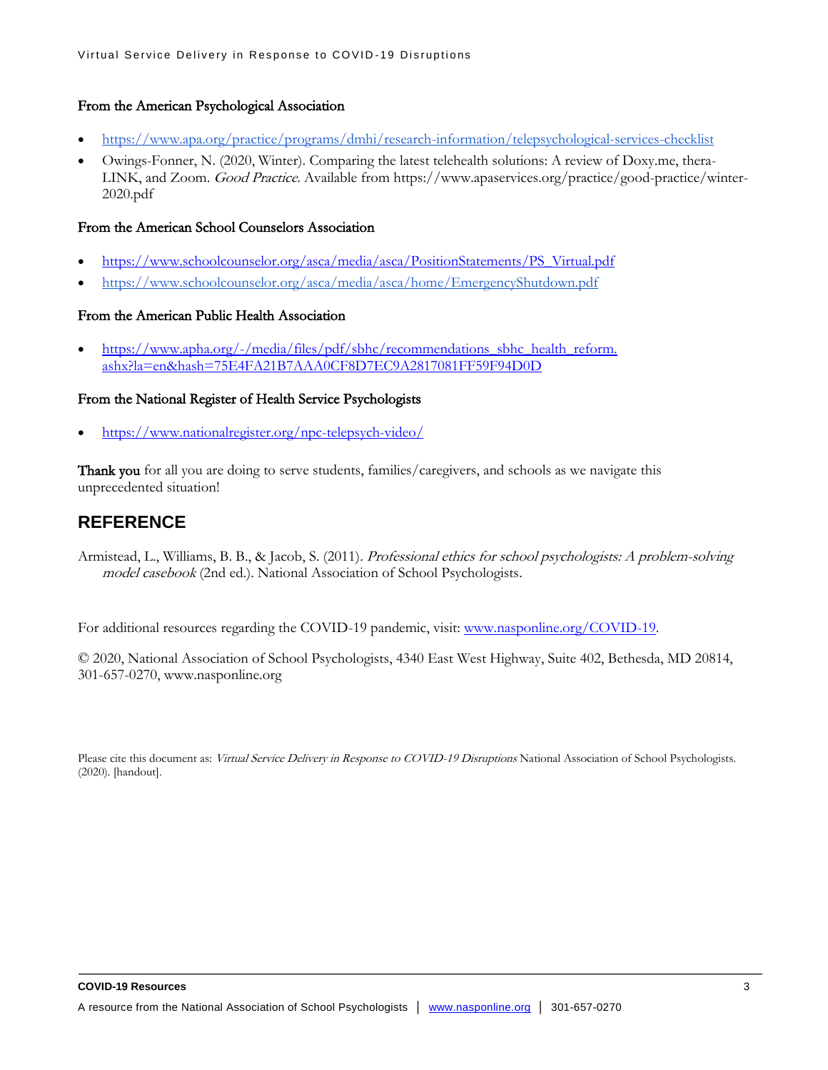#### From the American Psychological Association

- https://www.apa.org/practice/programs/dmhi/research-information/telepsychological-services-checklist
- Owings-Fonner, N. (2020, Winter). Comparing the latest telehealth solutions: A review of Doxy.me, thera-LINK, and Zoom. *Good Practice.* Available from https://www.apaservices.org/practice/good-practice/winter-2020.pdf

#### From the American School Counselors Association

- https://www.schoolcounselor.org/asca/media/asca/PositionStatements/PS_Virtual.pdf
- https://www.schoolcounselor.org/asca/media/asca/home/EmergencyShutdown.pdf

#### From the American Public Health Association

- https://www.apha.org/-/media/files/pdf/sbhc/recommendations_sbhc_health_reform.ashx?la=en&hash=75E4FA21B7AAA0CF8D7EC9A2817081FF59F94D0D

#### From the National Register of Health Service Psychologists

- https://www.nationalregister.org/npc-telepsych-video/

**Thank you** for all you are doing to serve students, families/caregivers, and schools as we navigate this unprecedented situation!

## REFERENCE

Armistead, L., Williams, B. B., & Jacob, S. (2011). *Professional ethics for school psychologists: A problem-solving model casebook* (2nd ed.). National Association of School Psychologists.

For additional resources regarding the COVID-19 pandemic, visit: www.nasponline.org/COVID-19.

© 2020, National Association of School Psychologists, 4340 East West Highway, Suite 402, Bethesda, MD 20814, 301-657-0270, www.nasponline.org

Please cite this document as: *Virtual Service Delivery in Response to COVID-19 Disruptions* National Association of School Psychologists. (2020). [handout].